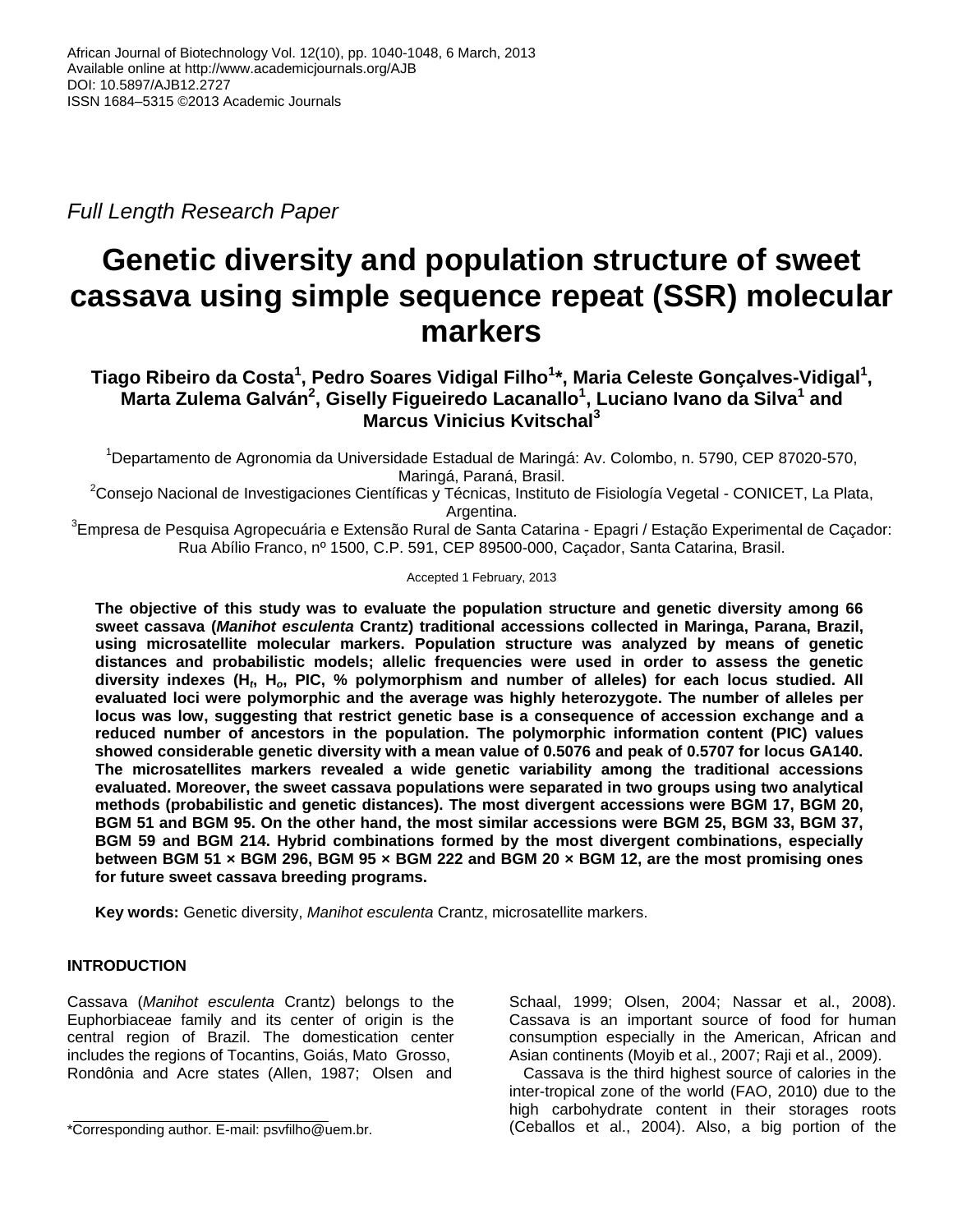Full Length Research Paper

# Genetic diversity and population structure of sweet cassava using simple sequence repeat (SSR) molecular markers

**Tiago Ribeiro da Costa[1], Pedro Soares Vidigal Filho[1]*, Maria Celeste Gonçalves-Vidigal[1], Marta Zulema Galván[2], Giselly Figueiredo Lacanallo[1], Luciano Ivano da Silva[1] and Marcus Vinicius Kvitschal[3]**

[1]Departamento de Agronomia da Universidade Estadual de Maringá: Av. Colombo, n. 5790, CEP 87020-570, Maringá, Paraná, Brasil.

[2]Consejo Nacional de Investigaciones Científicas y Técnicas, Instituto de Fisiología Vegetal - CONICET, La Plata, Argentina.

[3]Empresa de Pesquisa Agropecuária e Extensão Rural de Santa Catarina - Epagri / Estação Experimental de Caçador: Rua Abílio Franco, nº 1500, C.P. 591, CEP 89500-000, Caçador, Santa Catarina, Brasil.

Accepted 1 February, 2013

**The objective of this study was to evaluate the population structure and genetic diversity among 66 sweet cassava (*Manihot esculenta* Crantz) traditional accessions collected in Maringa, Parana, Brazil, using microsatellite molecular markers. Population structure was analyzed by means of genetic distances and probabilistic models; allelic frequencies were used in order to assess the genetic diversity indexes ($H_t$, $H_o$, PIC, % polymorphism and number of alleles) for each locus studied. All evaluated loci were polymorphic and the average was highly heterozygote. The number of alleles per locus was low, suggesting that restrict genetic base is a consequence of accession exchange and a reduced number of ancestors in the population. The polymorphic information content (PIC) values showed considerable genetic diversity with a mean value of 0.5076 and peak of 0.5707 for locus GA140. The microsatellites markers revealed a wide genetic variability among the traditional accessions evaluated. Moreover, the sweet cassava populations were separated in two groups using two analytical methods (probabilistic and genetic distances). The most divergent accessions were BGM 17, BGM 20, BGM 51 and BGM 95. On the other hand, the most similar accessions were BGM 25, BGM 33, BGM 37, BGM 59 and BGM 214. Hybrid combinations formed by the most divergent combinations, especially between BGM 51 × BGM 296, BGM 95 × BGM 222 and BGM 20 × BGM 12, are the most promising ones for future sweet cassava breeding programs.**

**Key words:** Genetic diversity, *Manihot esculenta* Crantz, microsatellite markers.

## INTRODUCTION

Cassava (*Manihot esculenta* Crantz) belongs to the Euphorbiaceae family and its center of origin is the central region of Brazil. The domestication center includes the regions of Tocantins, Goiás, Mato Grosso, Rondônia and Acre states (Allen, 1987; Olsen and Schaal, 1999; Olsen, 2004; Nassar et al., 2008). Cassava is an important source of food for human consumption especially in the American, African and Asian continents (Moyib et al., 2007; Raji et al., 2009).

Cassava is the third highest source of calories in the inter-tropical zone of the world (FAO, 2010) due to the high carbohydrate content in their storages roots (Ceballos et al., 2004). Also, a big portion of the

*Corresponding author. E-mail: psvfilho@uem.br.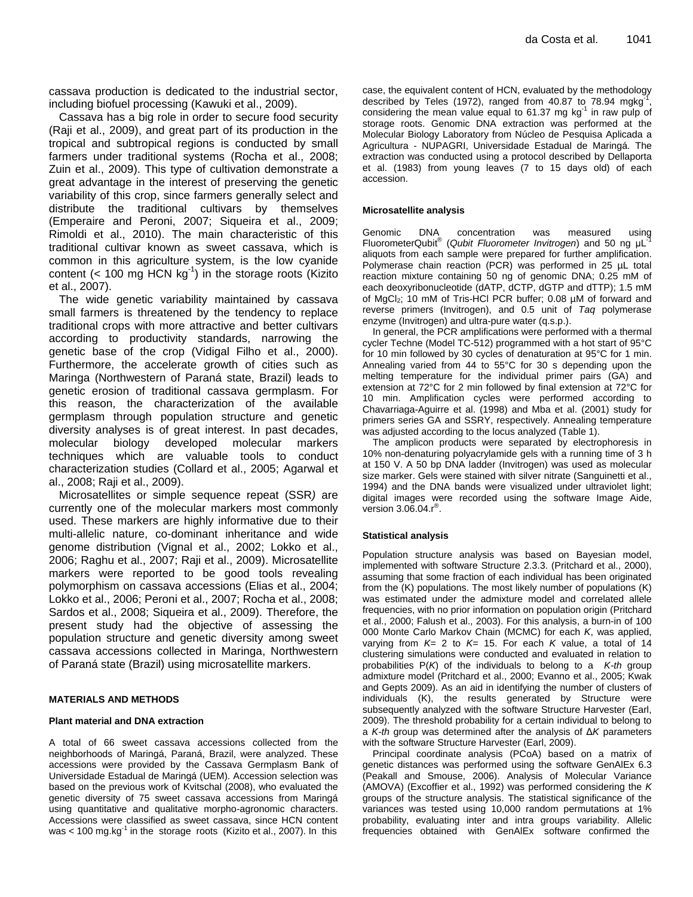cassava production is dedicated to the industrial sector, including biofuel processing (Kawuki et al., 2009).

Cassava has a big role in order to secure food security (Raji et al., 2009), and great part of its production in the tropical and subtropical regions is conducted by small farmers under traditional systems (Rocha et al., 2008; Zuin et al., 2009). This type of cultivation demonstrate a great advantage in the interest of preserving the genetic variability of this crop, since farmers generally select and distribute the traditional cultivars by themselves (Emperaire and Peroni, 2007; Siqueira et al., 2009; Rimoldi et al., 2010). The main characteristic of this traditional cultivar known as sweet cassava, which is common in this agriculture system, is the low cyanide content (< 100 mg HCN $kg^{-1}$) in the storage roots (Kizito et al., 2007).

The wide genetic variability maintained by cassava small farmers is threatened by the tendency to replace traditional crops with more attractive and better cultivars according to productivity standards, narrowing the genetic base of the crop (Vidigal Filho et al., 2000). Furthermore, the accelerate growth of cities such as Maringa (Northwestern of Paraná state, Brazil) leads to genetic erosion of traditional cassava germplasm. For this reason, the characterization of the available germplasm through population structure and genetic diversity analyses is of great interest. In past decades, molecular biology developed molecular markers techniques which are valuable tools to conduct characterization studies (Collard et al., 2005; Agarwal et al., 2008; Raji et al., 2009).

Microsatellites or simple sequence repeat (SSR*)* are currently one of the molecular markers most commonly used. These markers are highly informative due to their multi-allelic nature, co-dominant inheritance and wide genome distribution (Vignal et al., 2002; Lokko et al., 2006; Raghu et al., 2007; Raji et al., 2009). Microsatellite markers were reported to be good tools revealing polymorphism on cassava accessions (Elias et al., 2004; Lokko et al., 2006; Peroni et al., 2007; Rocha et al., 2008; Sardos et al., 2008; Siqueira et al., 2009). Therefore, the present study had the objective of assessing the population structure and genetic diversity among sweet cassava accessions collected in Maringa, Northwestern of Paraná state (Brazil) using microsatellite markers.

## MATERIALS AND METHODS

### Plant material and DNA extraction

A total of 66 sweet cassava accessions collected from the neighborhoods of Maringá, Paraná, Brazil, were analyzed. These accessions were provided by the Cassava Germplasm Bank of Universidade Estadual de Maringá (UEM). Accession selection was based on the previous work of Kvitschal (2008), who evaluated the genetic diversity of 75 sweet cassava accessions from Maringá using quantitative and qualitative morpho-agronomic characters. Accessions were classified as sweet cassava, since HCN content was < 100 $mg.kg^{-1}$ in the storage roots (Kizito et al., 2007). In this case, the equivalent content of HCN, evaluated by the methodology described by Teles (1972), ranged from 40.87 to 78.94 $mgkg^{-1}$, considering the mean value equal to 61.37 mg $kg^{-1}$ in raw pulp of storage roots. Genomic DNA extraction was performed at the Molecular Biology Laboratory from Núcleo de Pesquisa Aplicada a Agricultura - NUPAGRI, Universidade Estadual de Maringá. The extraction was conducted using a protocol described by Dellaporta et al. (1983) from young leaves (7 to 15 days old) of each accession.

### Microsatellite analysis

Genomic DNA concentration was measured using FluorometerQubit® (*Qubit Fluorometer Invitrogen*) and 50 ng $\mu L^{-1}$ aliquots from each sample were prepared for further amplification. Polymerase chain reaction (PCR) was performed in 25 µL total reaction mixture containing 50 ng of genomic DNA; 0.25 mM of each deoxyribonucleotide (dATP, dCTP, dGTP and dTTP); 1.5 mM of $MgCl_2$; 10 mM of Tris-HCl PCR buffer; 0.08 µM of forward and reverse primers (Invitrogen), and 0.5 unit of *Taq* polymerase enzyme (Invitrogen) and ultra-pure water (q.s.p.).

In general, the PCR amplifications were performed with a thermal cycler Techne (Model TC-512) programmed with a hot start of 95°C for 10 min followed by 30 cycles of denaturation at 95°C for 1 min. Annealing varied from 44 to 55°C for 30 s depending upon the melting temperature for the individual primer pairs (GA) and extension at 72°C for 2 min followed by final extension at 72°C for 10 min. Amplification cycles were performed according to Chavarriaga-Aguirre et al. (1998) and Mba et al. (2001) study for primers series GA and SSRY, respectively. Annealing temperature was adjusted according to the locus analyzed (Table 1).

The amplicon products were separated by electrophoresis in 10% non-denaturing polyacrylamide gels with a running time of 3 h at 150 V. A 50 bp DNA ladder (Invitrogen) was used as molecular size marker. Gels were stained with silver nitrate (Sanguinetti et al., 1994) and the DNA bands were visualized under ultraviolet light; digital images were recorded using the software Image Aide, version 3.06.04.r®.

### Statistical analysis

Population structure analysis was based on Bayesian model, implemented with software Structure 2.3.3. (Pritchard et al., 2000), assuming that some fraction of each individual has been originated from the (K) populations. The most likely number of populations (K) was estimated under the admixture model and correlated allele frequencies, with no prior information on population origin (Pritchard et al., 2000; Falush et al., 2003). For this analysis, a burn-in of 100 000 Monte Carlo Markov Chain (MCMC) for each *K*, was applied, varying from *K*= 2 to *K*= 15. For each *K* value, a total of 14 clustering simulations were conducted and evaluated in relation to probabilities P(*K*) of the individuals to belong to a *K-th* group admixture model (Pritchard et al., 2000; Evanno et al., 2005; Kwak and Gepts 2009). As an aid in identifying the number of clusters of individuals (K), the results generated by Structure were subsequently analyzed with the software Structure Harvester (Earl, 2009). The threshold probability for a certain individual to belong to a *K-th* group was determined after the analysis of $\Delta K$ parameters with the software Structure Harvester (Earl, 2009).

Principal coordinate analysis (PCoA) based on a matrix of genetic distances was performed using the software GenAlEx 6.3 (Peakall and Smouse, 2006). Analysis of Molecular Variance (AMOVA) (Excoffier et al., 1992) was performed considering the *K* groups of the structure analysis. The statistical significance of the variances was tested using 10,000 random permutations at 1% probability, evaluating inter and intra groups variability. Allelic frequencies obtained with GenAlEx software confirmed the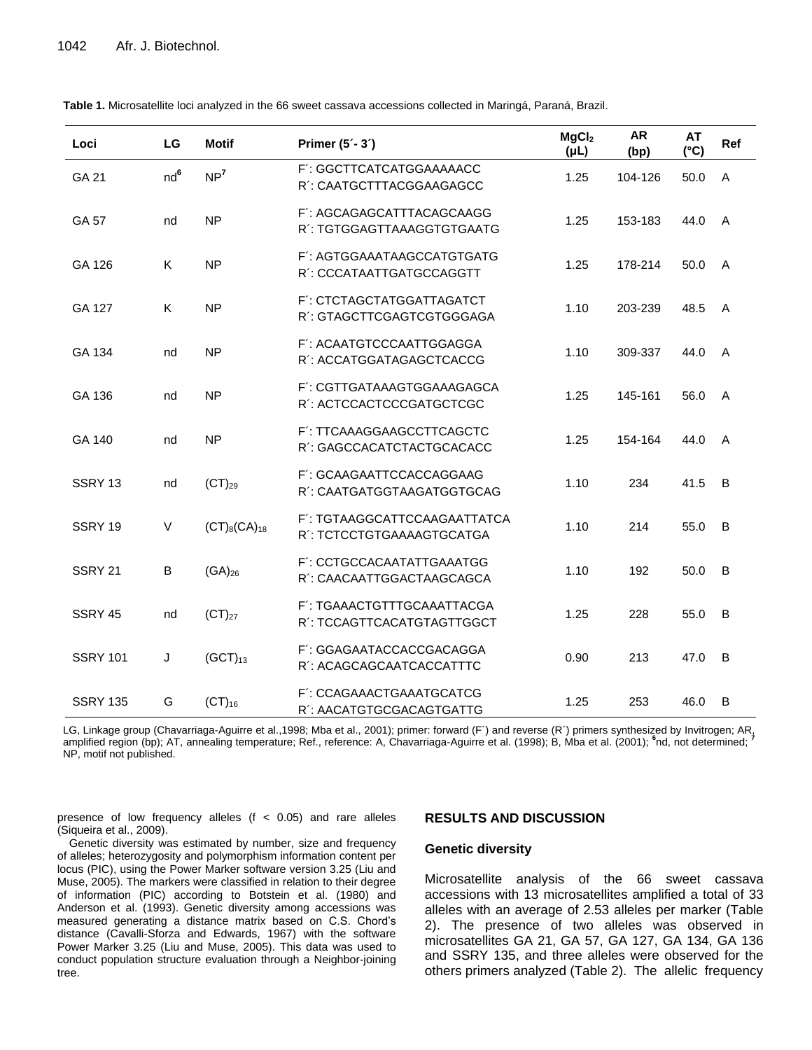**Table 1.** Microsatellite loci analyzed in the 66 sweet cassava accessions collected in Maringá, Paraná, Brazil.

| Loci | LG | Motif | Primer (5´- 3´) | $MgCl_2$ (µL) | AR (bp) | AT (°C) | Ref |
|---|---|---|---|---|---|---|---|
| GA 21 | nd[6] | NP[7] | F´: GGCTTCATCATGGAAAAACC<br>R´: CAATGCTTTACGGAAGAGCC | 1.25 | 104-126 | 50.0 | A |
| GA 57 | nd | NP | F´: AGCAGAGCATTTACAGCAAGG<br>R´: TGTGGAGTTAAAGGTGTGAATG | 1.25 | 153-183 | 44.0 | A |
| GA 126 | K | NP | F´: AGTGGAAATAAGCCATGTGATG<br>R´: CCCATAATTGATGCCAGGTT | 1.25 | 178-214 | 50.0 | A |
| GA 127 | K | NP | F´: CTCTAGCTATGGATTAGATCT<br>R´: GTAGCTTCGAGTCGTGGGAGA | 1.10 | 203-239 | 48.5 | A |
| GA 134 | nd | NP | F´: ACAATGTCCCAATTGGAGGA<br>R´: ACCATGGATAGAGCTCACCG | 1.10 | 309-337 | 44.0 | A |
| GA 136 | nd | NP | F´: CGTTGATAAAGTGGAAAGAGCA<br>R´: ACTCCACTCCCGATGCTCGC | 1.25 | 145-161 | 56.0 | A |
| GA 140 | nd | NP | F´: TTCAAAGGAAGCCTTCAGCTC<br>R´: GAGCCACATCTACTGCACACC | 1.25 | 154-164 | 44.0 | A |
| SSRY 13 | nd | $(CT)_{29}$ | F´: GCAAGAATTCCACCAGGAAG<br>R´: CAATGATGGTAAGATGGTGCAG | 1.10 | 234 | 41.5 | B |
| SSRY 19 | V | $(CT)_8(CA)_{18}$ | F´: TGTAAGGCATTCCAAGAATTATCA<br>R´: TCTCCTGTGAAAAGTGCATGA | 1.10 | 214 | 55.0 | B |
| SSRY 21 | B | $(GA)_{26}$ | F´: CCTGCCACAATATTGAAATGG<br>R´: CAACAATTGGACTAAGCAGCA | 1.10 | 192 | 50.0 | B |
| SSRY 45 | nd | $(CT)_{27}$ | F´: TGAAACTGTTTGCAAATTACGA<br>R´: TCCAGTTCACATGTAGTTGGCT | 1.25 | 228 | 55.0 | B |
| SSRY 101 | J | $(GCT)_{13}$ | F´: GGAGAATACCACCGACAGGA<br>R´: ACAGCAGCAATCACCATTTC | 0.90 | 213 | 47.0 | B |
| SSRY 135 | G | $(CT)_{16}$ | F´: CCAGAAACTGAAATGCATCG<br>R´: AACATGTGCGACAGTGATTG | 1.25 | 253 | 46.0 | B |

LG, Linkage group (Chavarriaga-Aguirre et al.,1998; Mba et al., 2001); primer: forward (F´) and reverse (R´) primers synthesized by Invitrogen; AR, amplified region (bp); AT, annealing temperature; Ref., reference: A, Chavarriaga-Aguirre et al. (1998); B, Mba et al. (2001); [6]nd, not determined; [7] NP, motif not published.

presence of low frequency alleles ($f < 0.05$) and rare alleles (Siqueira et al., 2009).

Genetic diversity was estimated by number, size and frequency of alleles; heterozygosity and polymorphism information content per locus (PIC), using the Power Marker software version 3.25 (Liu and Muse, 2005). The markers were classified in relation to their degree of information (PIC) according to Botstein et al. (1980) and Anderson et al. (1993). Genetic diversity among accessions was measured generating a distance matrix based on C.S. Chord's distance (Cavalli-Sforza and Edwards, 1967) with the software Power Marker 3.25 (Liu and Muse, 2005). This data was used to conduct population structure evaluation through a Neighbor-joining tree.

## RESULTS AND DISCUSSION

### Genetic diversity

Microsatellite analysis of the 66 sweet cassava accessions with 13 microsatellites amplified a total of 33 alleles with an average of 2.53 alleles per marker (Table 2). The presence of two alleles was observed in microsatellites GA 21, GA 57, GA 127, GA 134, GA 136 and SSRY 135, and three alleles were observed for the others primers analyzed (Table 2). The allelic frequency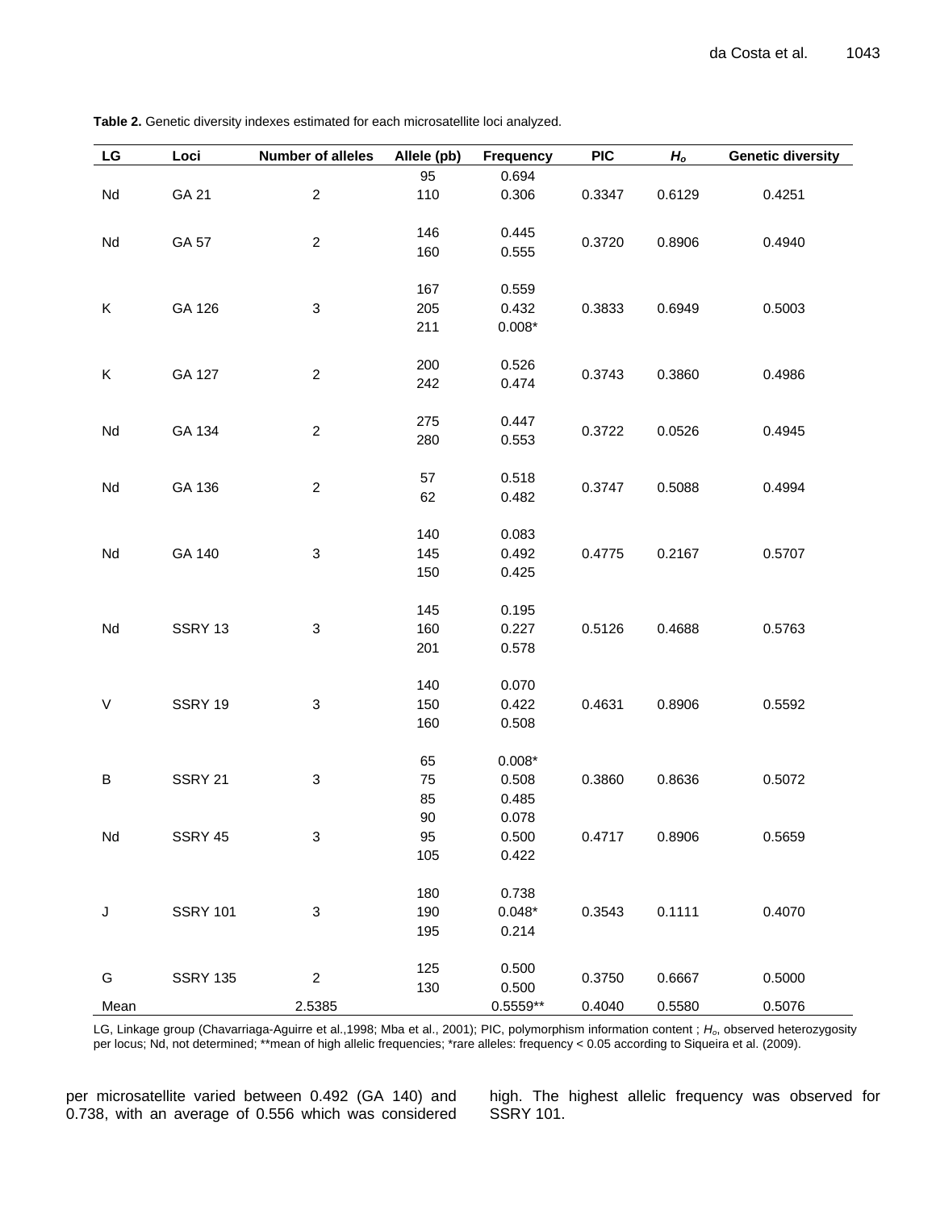**Table 2.** Genetic diversity indexes estimated for each microsatellite loci analyzed.

| LG | Loci | Number of alleles | Allele (pb) | Frequency | PIC | $H_o$ | Genetic diversity |
|---|---|---|---|---|---|---|---|
| Nd | GA 21 | 2 | 95<br>110 | 0.694<br>0.306 | 0.3347 | 0.6129 | 0.4251 |
| Nd | GA 57 | 2 | 146<br>160 | 0.445<br>0.555 | 0.3720 | 0.8906 | 0.4940 |
| K | GA 126 | 3 | 167<br>205<br>211 | 0.559<br>0.432<br>0.008* | 0.3833 | 0.6949 | 0.5003 |
| K | GA 127 | 2 | 200<br>242 | 0.526<br>0.474 | 0.3743 | 0.3860 | 0.4986 |
| Nd | GA 134 | 2 | 275<br>280 | 0.447<br>0.553 | 0.3722 | 0.0526 | 0.4945 |
| Nd | GA 136 | 2 | 57<br>62 | 0.518<br>0.482 | 0.3747 | 0.5088 | 0.4994 |
| Nd | GA 140 | 3 | 140<br>145<br>150 | 0.083<br>0.492<br>0.425 | 0.4775 | 0.2167 | 0.5707 |
| Nd | SSRY 13 | 3 | 145<br>160<br>201 | 0.195<br>0.227<br>0.578 | 0.5126 | 0.4688 | 0.5763 |
| V | SSRY 19 | 3 | 140<br>150<br>160 | 0.070<br>0.422<br>0.508 | 0.4631 | 0.8906 | 0.5592 |
| B | SSRY 21 | 3 | 65<br>75<br>85 | 0.008*<br>0.508<br>0.485 | 0.3860 | 0.8636 | 0.5072 |
| Nd | SSRY 45 | 3 | 90<br>95<br>105 | 0.078<br>0.500<br>0.422 | 0.4717 | 0.8906 | 0.5659 |
| J | SSRY 101 | 3 | 180<br>190<br>195 | 0.738<br>0.048*<br>0.214 | 0.3543 | 0.1111 | 0.4070 |
| G | SSRY 135 | 2 | 125<br>130 | 0.500<br>0.500 | 0.3750 | 0.6667 | 0.5000 |
| Mean | | 2.5385 | | 0.5559** | 0.4040 | 0.5580 | 0.5076 |

LG, Linkage group (Chavarriaga-Aguirre et al.,1998; Mba et al., 2001); PIC, polymorphism information content ; $H_o$, observed heterozygosity per locus; Nd, not determined; **mean of high allelic frequencies; *rare alleles: frequency < 0.05 according to Siqueira et al. (2009).

per microsatellite varied between 0.492 (GA 140) and 0.738, with an average of 0.556 which was considered high. The highest allelic frequency was observed for SSRY 101.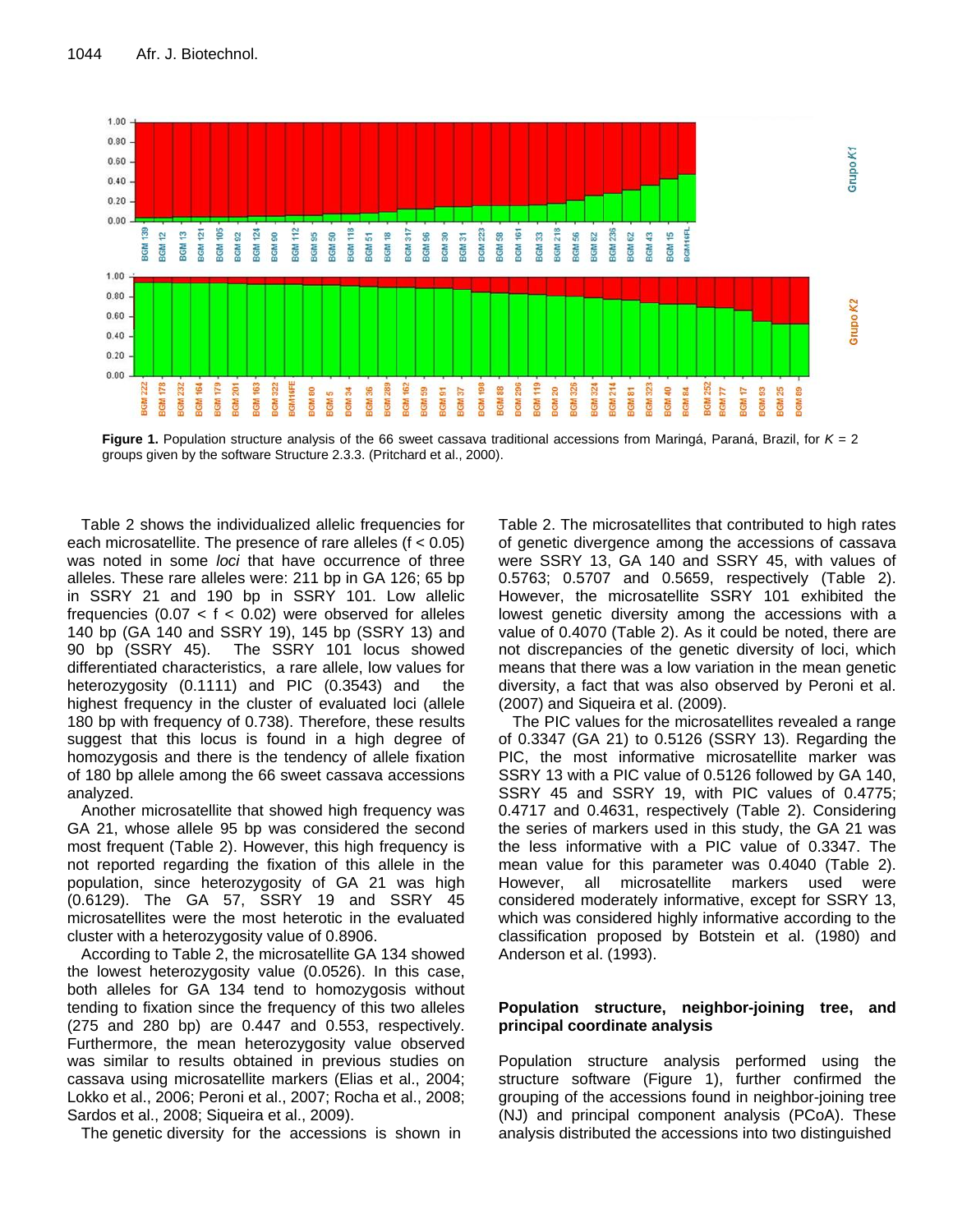**Figure 1.** Population structure analysis of the 66 sweet cassava traditional accessions from Maringá, Paraná, Brazil, for $K$ = 2 groups given by the software Structure 2.3.3. (Pritchard et al., 2000).

Table 2 shows the individualized allelic frequencies for each microsatellite. The presence of rare alleles (f < 0.05) was noted in some *loci* that have occurrence of three alleles. These rare alleles were: 211 bp in GA 126; 65 bp in SSRY 21 and 190 bp in SSRY 101. Low allelic frequencies (0.07 < f < 0.02) were observed for alleles 140 bp (GA 140 and SSRY 19), 145 bp (SSRY 13) and 90 bp (SSRY 45). The SSRY 101 locus showed differentiated characteristics, a rare allele, low values for heterozygosity (0.1111) and PIC (0.3543) and the highest frequency in the cluster of evaluated loci (allele 180 bp with frequency of 0.738). Therefore, these results suggest that this locus is found in a high degree of homozygosis and there is the tendency of allele fixation of 180 bp allele among the 66 sweet cassava accessions analyzed.

Another microsatellite that showed high frequency was GA 21, whose allele 95 bp was considered the second most frequent (Table 2). However, this high frequency is not reported regarding the fixation of this allele in the population, since heterozygosity of GA 21 was high (0.6129). The GA 57, SSRY 19 and SSRY 45 microsatellites were the most heterotic in the evaluated cluster with a heterozygosity value of 0.8906.

According to Table 2, the microsatellite GA 134 showed the lowest heterozygosity value (0.0526). In this case, both alleles for GA 134 tend to homozygosis without tending to fixation since the frequency of this two alleles (275 and 280 bp) are 0.447 and 0.553, respectively. Furthermore, the mean heterozygosity value observed was similar to results obtained in previous studies on cassava using microsatellite markers (Elias et al., 2004; Lokko et al., 2006; Peroni et al., 2007; Rocha et al., 2008; Sardos et al., 2008; Siqueira et al., 2009).

The genetic diversity for the accessions is shown in Table 2. The microsatellites that contributed to high rates of genetic divergence among the accessions of cassava were SSRY 13, GA 140 and SSRY 45, with values of 0.5763; 0.5707 and 0.5659, respectively (Table 2). However, the microsatellite SSRY 101 exhibited the lowest genetic diversity among the accessions with a value of 0.4070 (Table 2). As it could be noted, there are not discrepancies of the genetic diversity of loci, which means that there was a low variation in the mean genetic diversity, a fact that was also observed by Peroni et al. (2007) and Siqueira et al. (2009).

The PIC values for the microsatellites revealed a range of 0.3347 (GA 21) to 0.5126 (SSRY 13). Regarding the PIC, the most informative microsatellite marker was SSRY 13 with a PIC value of 0.5126 followed by GA 140, SSRY 45 and SSRY 19, with PIC values of 0.4775; 0.4717 and 0.4631, respectively (Table 2). Considering the series of markers used in this study, the GA 21 was the less informative with a PIC value of 0.3347. The mean value for this parameter was 0.4040 (Table 2). However, all microsatellite markers used were considered moderately informative, except for SSRY 13, which was considered highly informative according to the classification proposed by Botstein et al. (1980) and Anderson et al. (1993).

## Population structure, neighbor-joining tree, and principal coordinate analysis

Population structure analysis performed using the structure software (Figure 1), further confirmed the grouping of the accessions found in neighbor-joining tree (NJ) and principal component analysis (PCoA). These analysis distributed the accessions into two distinguished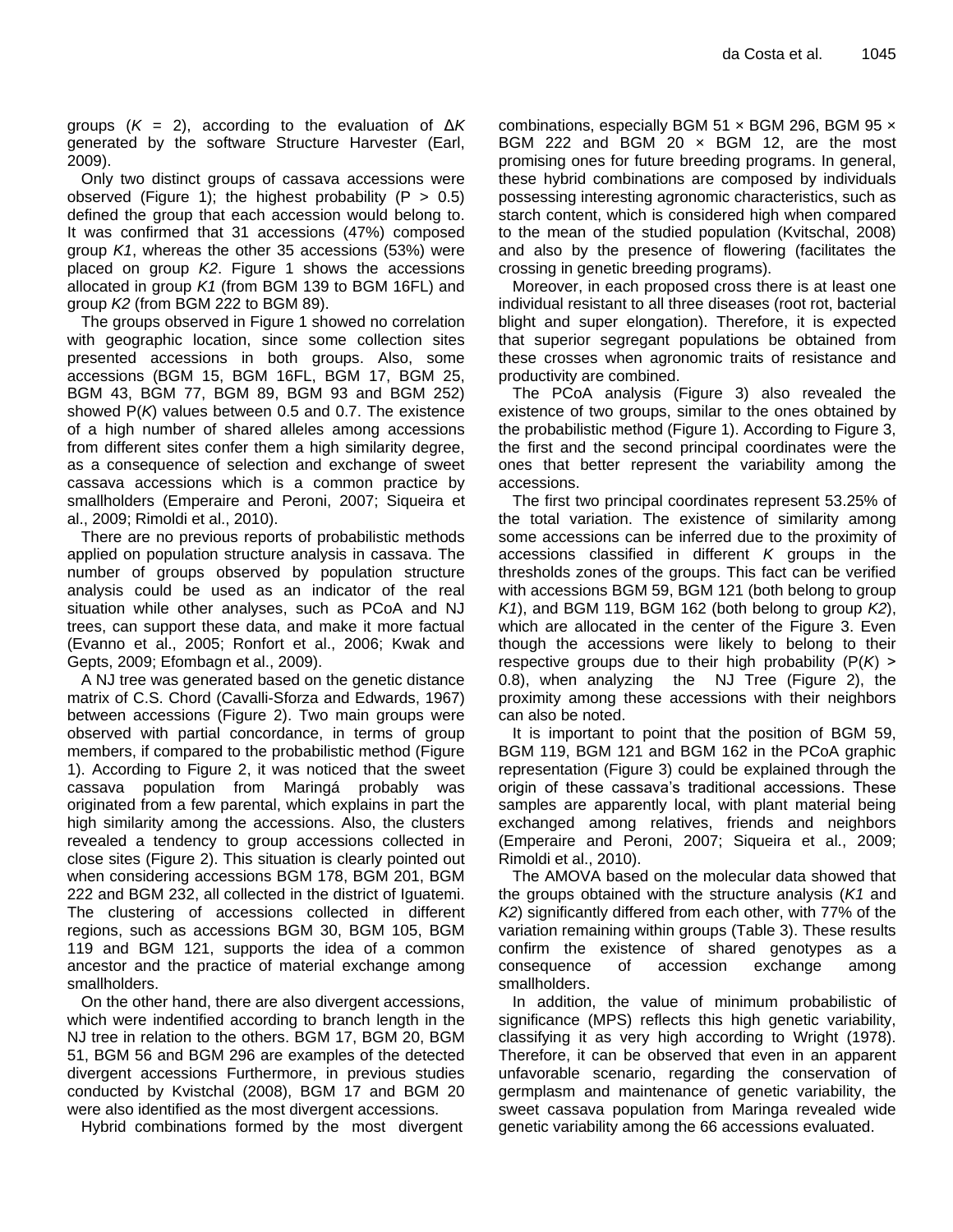groups ($K$ = 2), according to the evaluation of Δ$K$ generated by the software Structure Harvester (Earl, 2009).

Only two distinct groups of cassava accessions were observed (Figure 1); the highest probability ($P > 0.5$) defined the group that each accession would belong to. It was confirmed that 31 accessions (47%) composed group *K1*, whereas the other 35 accessions (53%) were placed on group *K2*. Figure 1 shows the accessions allocated in group *K1* (from BGM 139 to BGM 16FL) and group *K2* (from BGM 222 to BGM 89).

The groups observed in Figure 1 showed no correlation with geographic location, since some collection sites presented accessions in both groups. Also, some accessions (BGM 15, BGM 16FL, BGM 17, BGM 25, BGM 43, BGM 77, BGM 89, BGM 93 and BGM 252) showed P($K$) values between 0.5 and 0.7. The existence of a high number of shared alleles among accessions from different sites confer them a high similarity degree, as a consequence of selection and exchange of sweet cassava accessions which is a common practice by smallholders (Emperaire and Peroni, 2007; Siqueira et al., 2009; Rimoldi et al., 2010).

There are no previous reports of probabilistic methods applied on population structure analysis in cassava. The number of groups observed by population structure analysis could be used as an indicator of the real situation while other analyses, such as PCoA and NJ trees, can support these data, and make it more factual (Evanno et al., 2005; Ronfort et al., 2006; Kwak and Gepts, 2009; Efombagn et al., 2009).

A NJ tree was generated based on the genetic distance matrix of C.S. Chord (Cavalli-Sforza and Edwards, 1967) between accessions (Figure 2). Two main groups were observed with partial concordance, in terms of group members, if compared to the probabilistic method (Figure 1). According to Figure 2, it was noticed that the sweet cassava population from Maringá probably was originated from a few parental, which explains in part the high similarity among the accessions. Also, the clusters revealed a tendency to group accessions collected in close sites (Figure 2). This situation is clearly pointed out when considering accessions BGM 178, BGM 201, BGM 222 and BGM 232, all collected in the district of Iguatemi. The clustering of accessions collected in different regions, such as accessions BGM 30, BGM 105, BGM 119 and BGM 121, supports the idea of a common ancestor and the practice of material exchange among smallholders.

On the other hand, there are also divergent accessions, which were indentified according to branch length in the NJ tree in relation to the others. BGM 17, BGM 20, BGM 51, BGM 56 and BGM 296 are examples of the detected divergent accessions Furthermore, in previous studies conducted by Kvistchal (2008), BGM 17 and BGM 20 were also identified as the most divergent accessions.

Hybrid combinations formed by the most divergent combinations, especially BGM 51 × BGM 296, BGM 95 × BGM 222 and BGM 20 × BGM 12, are the most promising ones for future breeding programs. In general, these hybrid combinations are composed by individuals possessing interesting agronomic characteristics, such as starch content, which is considered high when compared to the mean of the studied population (Kvitschal, 2008) and also by the presence of flowering (facilitates the crossing in genetic breeding programs).

Moreover, in each proposed cross there is at least one individual resistant to all three diseases (root rot, bacterial blight and super elongation). Therefore, it is expected that superior segregant populations be obtained from these crosses when agronomic traits of resistance and productivity are combined.

The PCoA analysis (Figure 3) also revealed the existence of two groups, similar to the ones obtained by the probabilistic method (Figure 1). According to Figure 3, the first and the second principal coordinates were the ones that better represent the variability among the accessions.

The first two principal coordinates represent 53.25% of the total variation. The existence of similarity among some accessions can be inferred due to the proximity of accessions classified in different $K$ groups in the thresholds zones of the groups. This fact can be verified with accessions BGM 59, BGM 121 (both belong to group *K1*), and BGM 119, BGM 162 (both belong to group *K2*), which are allocated in the center of the Figure 3. Even though the accessions were likely to belong to their respective groups due to their high probability (P($K$) > 0.8), when analyzing the NJ Tree (Figure 2), the proximity among these accessions with their neighbors can also be noted.

It is important to point that the position of BGM 59, BGM 119, BGM 121 and BGM 162 in the PCoA graphic representation (Figure 3) could be explained through the origin of these cassava's traditional accessions. These samples are apparently local, with plant material being exchanged among relatives, friends and neighbors (Emperaire and Peroni, 2007; Siqueira et al., 2009; Rimoldi et al., 2010).

The AMOVA based on the molecular data showed that the groups obtained with the structure analysis (*K1* and *K2*) significantly differed from each other, with 77% of the variation remaining within groups (Table 3). These results confirm the existence of shared genotypes as a consequence of accession exchange among smallholders.

In addition, the value of minimum probabilistic of significance (MPS) reflects this high genetic variability, classifying it as very high according to Wright (1978). Therefore, it can be observed that even in an apparent unfavorable scenario, regarding the conservation of germplasm and maintenance of genetic variability, the sweet cassava population from Maringa revealed wide genetic variability among the 66 accessions evaluated.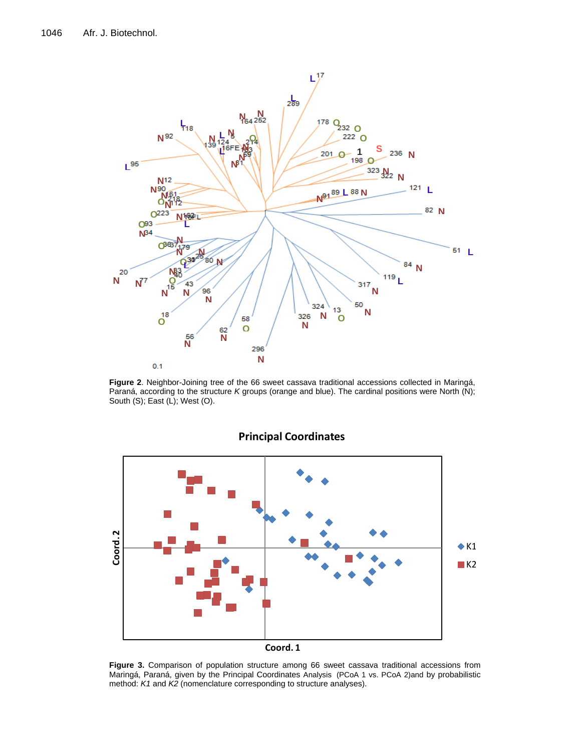**Figure 2**. Neighbor-Joining tree of the 66 sweet cassava traditional accessions collected in Maringá, Paraná, according to the structure *K* groups (orange and blue). The cardinal positions were North (N); South (S); East (L); West (O).

**Figure 3.** Comparison of population structure among 66 sweet cassava traditional accessions from Maringá, Paraná, given by the Principal Coordinates Analysis (PCoA 1 vs. PCoA 2)and by probabilistic method: *K1* and *K2* (nomenclature corresponding to structure analyses).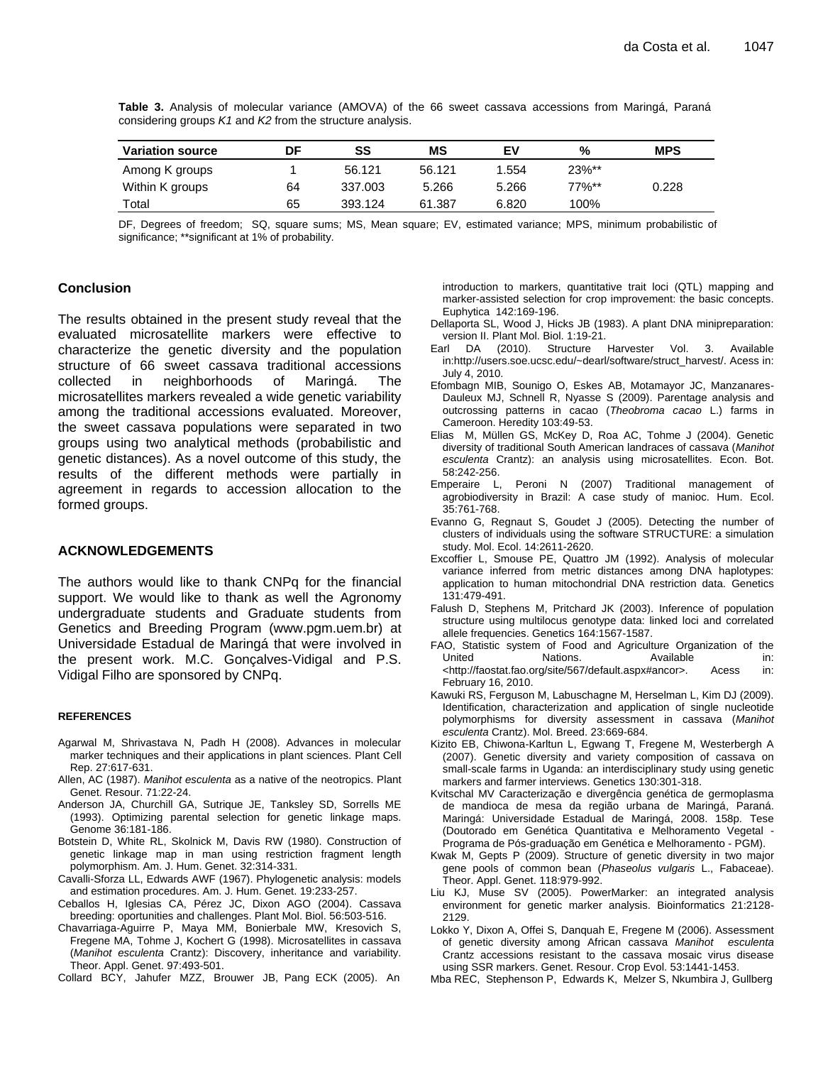**Table 3.** Analysis of molecular variance (AMOVA) of the 66 sweet cassava accessions from Maringá, Paraná considering groups *K1* and *K2* from the structure analysis.

| Variation source | DF | SS | MS | EV | % | MPS |
|---|---|---|---|---|---|---|
| Among K groups | 1 | 56.121 | 56.121 | 1.554 | 23%** | |
| Within K groups | 64 | 337.003 | 5.266 | 5.266 | 77%** | 0.228 |
| Total | 65 | 393.124 | 61.387 | 6.820 | 100% | |

DF, Degrees of freedom; SQ, square sums; MS, Mean square; EV, estimated variance; MPS, minimum probabilistic of significance; **significant at 1% of probability.

## Conclusion

The results obtained in the present study reveal that the evaluated microsatellite markers were effective to characterize the genetic diversity and the population structure of 66 sweet cassava traditional accessions collected in neighborhoods of Maringá. The microsatellites markers revealed a wide genetic variability among the traditional accessions evaluated. Moreover, the sweet cassava populations were separated in two groups using two analytical methods (probabilistic and genetic distances). As a novel outcome of this study, the results of the different methods were partially in agreement in regards to accession allocation to the formed groups.

## ACKNOWLEDGEMENTS

The authors would like to thank CNPq for the financial support. We would like to thank as well the Agronomy undergraduate students and Graduate students from Genetics and Breeding Program (www.pgm.uem.br) at Universidade Estadual de Maringá that were involved in the present work. M.C. Gonçalves-Vidigal and P.S. Vidigal Filho are sponsored by CNPq.

## REFERENCES

Agarwal M, Shrivastava N, Padh H (2008). Advances in molecular marker techniques and their applications in plant sciences. Plant Cell Rep. 27:617-631.

Allen, AC (1987). *Manihot esculenta* as a native of the neotropics. Plant Genet. Resour. 71:22-24.

Anderson JA, Churchill GA, Sutrique JE, Tanksley SD, Sorrells ME (1993). Optimizing parental selection for genetic linkage maps. Genome 36:181-186.

Botstein D, White RL, Skolnick M, Davis RW (1980). Construction of genetic linkage map in man using restriction fragment length polymorphism. Am. J. Hum. Genet. 32:314-331.

Cavalli-Sforza LL, Edwards AWF (1967). Phylogenetic analysis: models and estimation procedures. Am. J. Hum. Genet. 19:233-257.

Ceballos H, Iglesias CA, Pérez JC, Dixon AGO (2004). Cassava breeding: oportunities and challenges. Plant Mol. Biol. 56:503-516.

Chavarriaga-Aguirre P, Maya MM, Bonierbale MW, Kresovich S, Fregene MA, Tohme J, Kochert G (1998). Microsatellites in cassava (*Manihot esculenta* Crantz): Discovery, inheritance and variability. Theor. Appl. Genet. 97:493-501.

Collard BCY, Jahufer MZZ, Brouwer JB, Pang ECK (2005). An introduction to markers, quantitative trait loci (QTL) mapping and marker-assisted selection for crop improvement: the basic concepts. Euphytica 142:169-196.

Dellaporta SL, Wood J, Hicks JB (1983). A plant DNA minipreparation: version II. Plant Mol. Biol. 1:19-21.

Earl DA (2010). Structure Harvester Vol. 3. Available in:http://users.soe.ucsc.edu/~dearl/software/struct_harvest/. Acess in: July 4, 2010.

Efombagn MIB, Sounigo O, Eskes AB, Motamayor JC, Manzanares-Dauleux MJ, Schnell R, Nyasse S (2009). Parentage analysis and outcrossing patterns in cacao (*Theobroma cacao* L.) farms in Cameroon. Heredity 103:49-53.

Elias M, Müllen GS, McKey D, Roa AC, Tohme J (2004). Genetic diversity of traditional South American landraces of cassava (*Manihot esculenta* Crantz): an analysis using microsatellites. Econ. Bot. 58:242-256.

Emperaire L, Peroni N (2007) Traditional management of agrobiodiversity in Brazil: A case study of manioc. Hum. Ecol. 35:761-768.

Evanno G, Regnaut S, Goudet J (2005). Detecting the number of clusters of individuals using the software STRUCTURE: a simulation study. Mol. Ecol. 14:2611-2620.

Excoffier L, Smouse PE, Quattro JM (1992). Analysis of molecular variance inferred from metric distances among DNA haplotypes: application to human mitochondrial DNA restriction data. Genetics 131:479-491.

Falush D, Stephens M, Pritchard JK (2003). Inference of population structure using multilocus genotype data: linked loci and correlated allele frequencies. Genetics 164:1567-1587.

FAO, Statistic system of Food and Agriculture Organization of the United Nations. Available in: <http://faostat.fao.org/site/567/default.aspx#ancor>. Acess in: February 16, 2010.

Kawuki RS, Ferguson M, Labuschagne M, Herselman L, Kim DJ (2009). Identification, characterization and application of single nucleotide polymorphisms for diversity assessment in cassava (*Manihot esculenta* Crantz). Mol. Breed. 23:669-684.

Kizito EB, Chiwona-Karltun L, Egwang T, Fregene M, Westerbergh A (2007). Genetic diversity and variety composition of cassava on small-scale farms in Uganda: an interdisciplinary study using genetic markers and farmer interviews. Genetics 130:301-318.

Kvitschal MV Caracterização e divergência genética de germoplasma de mandioca de mesa da região urbana de Maringá, Paraná. Maringá: Universidade Estadual de Maringá, 2008. 158p. Tese (Doutorado em Genética Quantitativa e Melhoramento Vegetal - Programa de Pós-graduação em Genética e Melhoramento - PGM).

Kwak M, Gepts P (2009). Structure of genetic diversity in two major gene pools of common bean (*Phaseolus vulgaris* L., Fabaceae). Theor. Appl. Genet. 118:979-992.

Liu KJ, Muse SV (2005). PowerMarker: an integrated analysis environment for genetic marker analysis. Bioinformatics 21:2128-2129.

Lokko Y, Dixon A, Offei S, Danquah E, Fregene M (2006). Assessment of genetic diversity among African cassava *Manihot esculenta* Crantz accessions resistant to the cassava mosaic virus disease using SSR markers. Genet. Resour. Crop Evol. 53:1441-1453.

Mba REC, Stephenson P, Edwards K, Melzer S, Nkumbira J, Gullberg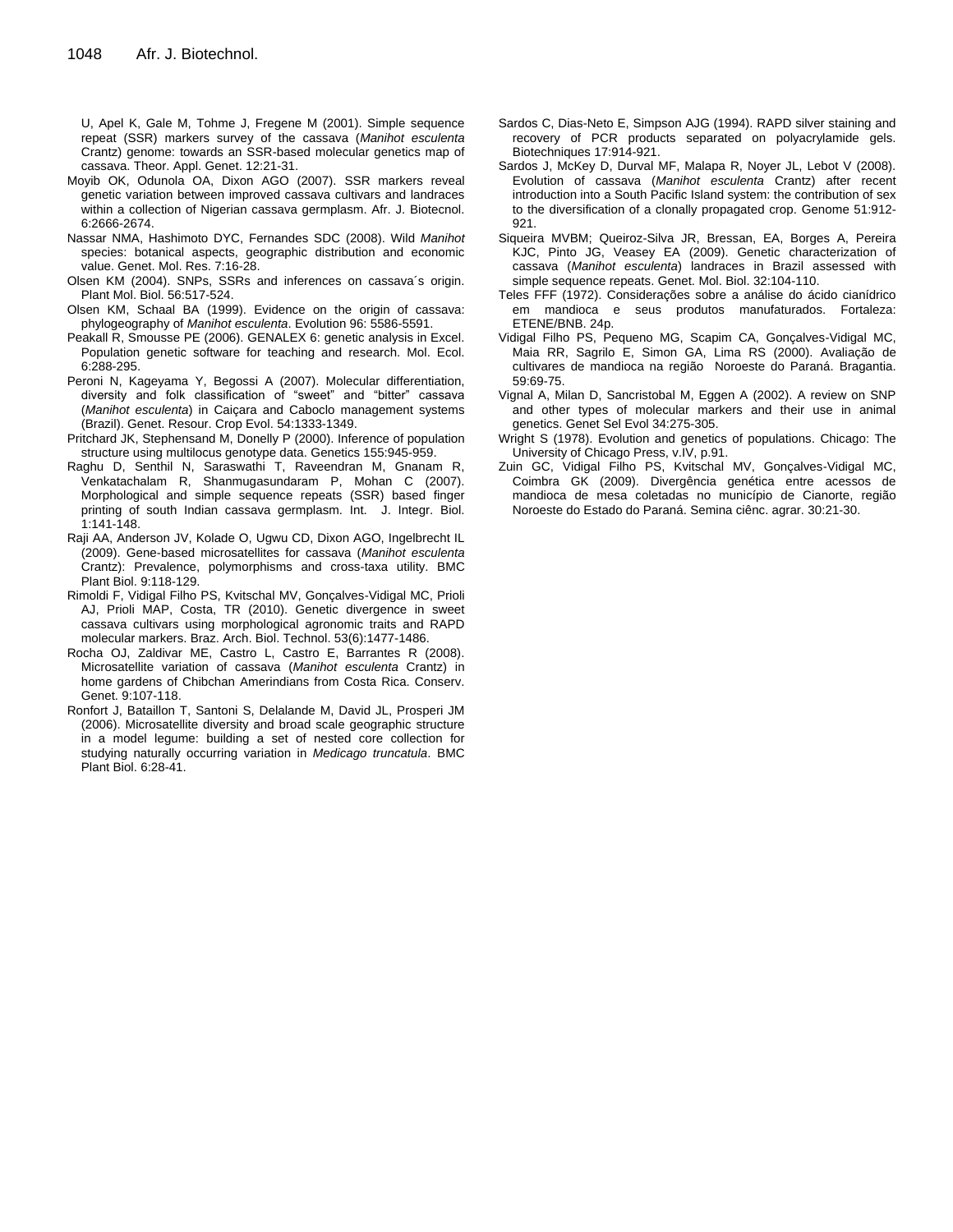U, Apel K, Gale M, Tohme J, Fregene M (2001). Simple sequence repeat (SSR) markers survey of the cassava (*Manihot esculenta* Crantz) genome: towards an SSR-based molecular genetics map of cassava. Theor. Appl. Genet. 12:21-31.

Moyib OK, Odunola OA, Dixon AGO (2007). SSR markers reveal genetic variation between improved cassava cultivars and landraces within a collection of Nigerian cassava germplasm. Afr. J. Biotecnol. 6:2666-2674.

Nassar NMA, Hashimoto DYC, Fernandes SDC (2008). Wild *Manihot* species: botanical aspects, geographic distribution and economic value. Genet. Mol. Res. 7:16-28.

Olsen KM (2004). SNPs, SSRs and inferences on cassava´s origin. Plant Mol. Biol. 56:517-524.

Olsen KM, Schaal BA (1999). Evidence on the origin of cassava: phylogeography of *Manihot esculenta*. Evolution 96: 5586-5591.

Peakall R, Smousse PE (2006). GENALEX 6: genetic analysis in Excel. Population genetic software for teaching and research. Mol. Ecol. 6:288-295.

Peroni N, Kageyama Y, Begossi A (2007). Molecular differentiation, diversity and folk classification of "sweet" and "bitter" cassava (*Manihot esculenta*) in Caiçara and Caboclo management systems (Brazil). Genet. Resour. Crop Evol. 54:1333-1349.

Pritchard JK, Stephensand M, Donelly P (2000). Inference of population structure using multilocus genotype data. Genetics 155:945-959.

Raghu D, Senthil N, Saraswathi T, Raveendran M, Gnanam R, Venkatachalam R, Shanmugasundaram P, Mohan C (2007). Morphological and simple sequence repeats (SSR) based finger printing of south Indian cassava germplasm. Int. J. Integr. Biol. 1:141-148.

Raji AA, Anderson JV, Kolade O, Ugwu CD, Dixon AGO, Ingelbrecht IL (2009). Gene-based microsatellites for cassava (*Manihot esculenta* Crantz): Prevalence, polymorphisms and cross-taxa utility. BMC Plant Biol. 9:118-129.

Rimoldi F, Vidigal Filho PS, Kvitschal MV, Gonçalves-Vidigal MC, Prioli AJ, Prioli MAP, Costa, TR (2010). Genetic divergence in sweet cassava cultivars using morphological agronomic traits and RAPD molecular markers. Braz. Arch. Biol. Technol. 53(6):1477-1486.

Rocha OJ, Zaldivar ME, Castro L, Castro E, Barrantes R (2008). Microsatellite variation of cassava (*Manihot esculenta* Crantz) in home gardens of Chibchan Amerindians from Costa Rica. Conserv. Genet. 9:107-118.

Ronfort J, Bataillon T, Santoni S, Delalande M, David JL, Prosperi JM (2006). Microsatellite diversity and broad scale geographic structure in a model legume: building a set of nested core collection for studying naturally occurring variation in *Medicago truncatula*. BMC Plant Biol. 6:28-41.

Sardos C, Dias-Neto E, Simpson AJG (1994). RAPD silver staining and recovery of PCR products separated on polyacrylamide gels. Biotechniques 17:914-921.

Sardos J, McKey D, Durval MF, Malapa R, Noyer JL, Lebot V (2008). Evolution of cassava (*Manihot esculenta* Crantz) after recent introduction into a South Pacific Island system: the contribution of sex to the diversification of a clonally propagated crop. Genome 51:912-921.

Siqueira MVBM; Queiroz-Silva JR, Bressan, EA, Borges A, Pereira KJC, Pinto JG, Veasey EA (2009). Genetic characterization of cassava (*Manihot esculenta*) landraces in Brazil assessed with simple sequence repeats. Genet. Mol. Biol. 32:104-110.

Teles FFF (1972). Considerações sobre a análise do ácido cianídrico em mandioca e seus produtos manufaturados. Fortaleza: ETENE/BNB. 24p.

Vidigal Filho PS, Pequeno MG, Scapim CA, Gonçalves-Vidigal MC, Maia RR, Sagrilo E, Simon GA, Lima RS (2000). Avaliação de cultivares de mandioca na região Noroeste do Paraná. Bragantia. 59:69-75.

Vignal A, Milan D, Sancristobal M, Eggen A (2002). A review on SNP and other types of molecular markers and their use in animal genetics. Genet Sel Evol 34:275-305.

Wright S (1978). Evolution and genetics of populations. Chicago: The University of Chicago Press, v.IV, p.91.

Zuin GC, Vidigal Filho PS, Kvitschal MV, Gonçalves-Vidigal MC, Coimbra GK (2009). Divergência genética entre acessos de mandioca de mesa coletadas no município de Cianorte, região Noroeste do Estado do Paraná. Semina ciênc. agrar. 30:21-30.